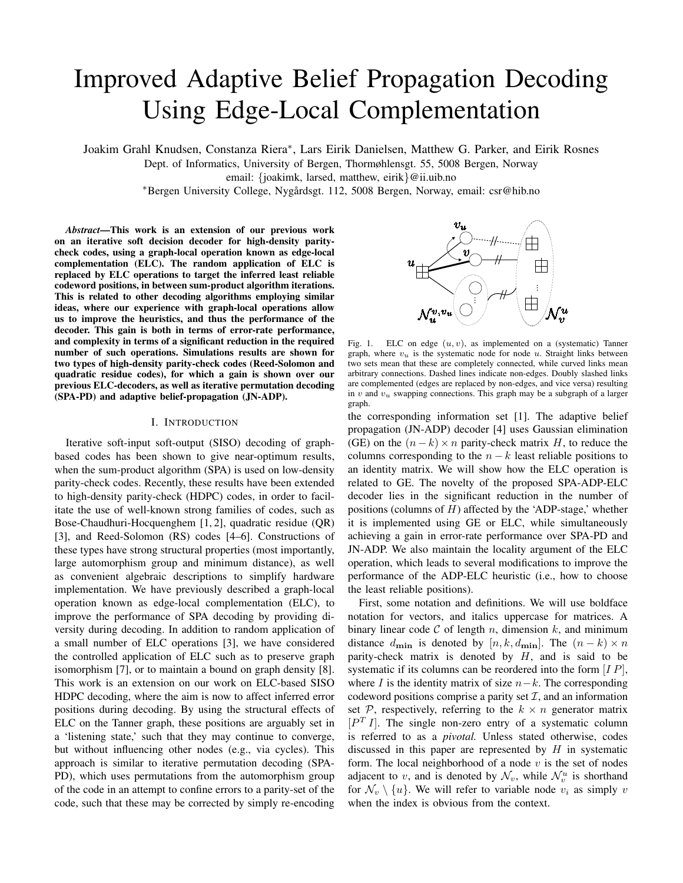# Improved Adaptive Belief Propagation Decoding Using Edge-Local Complementation

Joakim Grahl Knudsen, Constanza Riera*, Lars Eirik Danielsen, Matthew G. Parker, and Eirik Rosnes

Dept. of Informatics, University of Bergen, Thormøhlensgt. 55, 5008 Bergen, Norway

email: {joakimk, larsed, matthew, eirik}@ii.uib.no

*Bergen University College, Nygårdsgt. 112, 5008 Bergen, Norway, email: csr@hib.no

***Abstract*—This work is an extension of our previous work on an iterative soft decision decoder for high-density parity-check codes, using a graph-local operation known as edge-local complementation (ELC). The random application of ELC is replaced by ELC operations to target the inferred least reliable codeword positions, in between sum-product algorithm iterations. This is related to other decoding algorithms employing similar ideas, where our experience with graph-local operations allow us to improve the heuristics, and thus the performance of the decoder. This gain is both in terms of error-rate performance, and complexity in terms of a significant reduction in the required number of such operations. Simulations results are shown for two types of high-density parity-check codes (Reed-Solomon and quadratic residue codes), for which a gain is shown over our previous ELC-decoders, as well as iterative permutation decoding (SPA-PD) and adaptive belief-propagation (JN-ADP).**

## I. Introduction

Iterative soft-input soft-output (SISO) decoding of graph-based codes has been shown to give near-optimum results, when the sum-product algorithm (SPA) is used on low-density parity-check codes. Recently, these results have been extended to high-density parity-check (HDPC) codes, in order to facilitate the use of well-known strong families of codes, such as Bose-Chaudhuri-Hocquenghem [1, 2], quadratic residue (QR) [3], and Reed-Solomon (RS) codes [4–6]. Constructions of these types have strong structural properties (most importantly, large automorphism group and minimum distance), as well as convenient algebraic descriptions to simplify hardware implementation. We have previously described a graph-local operation known as edge-local complementation (ELC), to improve the performance of SPA decoding by providing diversity during decoding. In addition to random application of a small number of ELC operations [3], we have considered the controlled application of ELC such as to preserve graph isomorphism [7], or to maintain a bound on graph density [8]. This work is an extension on our work on ELC-based SISO HDPC decoding, where the aim is now to affect inferred error positions during decoding. By using the structural effects of ELC on the Tanner graph, these positions are arguably set in a 'listening state,' such that they may continue to converge, but without influencing other nodes (e.g., via cycles). This approach is similar to iterative permutation decoding (SPA-PD), which uses permutations from the automorphism group of the code in an attempt to confine errors to a parity-set of the code, such that these may be corrected by simply re-encoding the corresponding information set [1]. The adaptive belief propagation (JN-ADP) decoder [4] uses Gaussian elimination (GE) on the $(n-k) \times n$ parity-check matrix $H$, to reduce the columns corresponding to the $n-k$ least reliable positions to an identity matrix. We will show how the ELC operation is related to GE. The novelty of the proposed SPA-ADP-ELC decoder lies in the significant reduction in the number of positions (columns of $H$) affected by the 'ADP-stage,' whether it is implemented using GE or ELC, while simultaneously achieving a gain in error-rate performance over SPA-PD and JN-ADP. We also maintain the locality argument of the ELC operation, which leads to several modifications to improve the performance of the ADP-ELC heuristic (i.e., how to choose the least reliable positions).

Fig. 1. ELC on edge $(u, v)$, as implemented on a (systematic) Tanner graph, where $v_u$ is the systematic node for node $u$. Straight links between two sets mean that these are completely connected, while curved links mean arbitrary connections. Dashed lines indicate non-edges. Doubly slashed links are complemented (edges are replaced by non-edges, and vice versa) resulting in $v$ and $v_u$ swapping connections. This graph may be a subgraph of a larger graph.

First, some notation and definitions. We will use boldface notation for vectors, and italics uppercase for matrices. A binary linear code $\mathcal{C}$ of length $n$, dimension $k$, and minimum distance $d_{\mathbf{min}}$ is denoted by $[n, k, d_{\mathbf{min}}]$. The $(n-k) \times n$ parity-check matrix is denoted by $H$, and is said to be systematic if its columns can be reordered into the form $[I\,P]$, where $I$ is the identity matrix of size $n-k$. The corresponding codeword positions comprise a parity set $\mathcal{I}$, and an information set $\mathcal{P}$, respectively, referring to the $k \times n$ generator matrix $[P^T\,I]$. The single non-zero entry of a systematic column is referred to as a *pivotal.* Unless stated otherwise, codes discussed in this paper are represented by $H$ in systematic form. The local neighborhood of a node $v$ is the set of nodes adjacent to $v$, and is denoted by $\mathcal{N}_v$, while $\mathcal{N}_v^u$ is shorthand for $\mathcal{N}_v \setminus \{u\}$. We will refer to variable node $v_i$ as simply $v$ when the index is obvious from the context.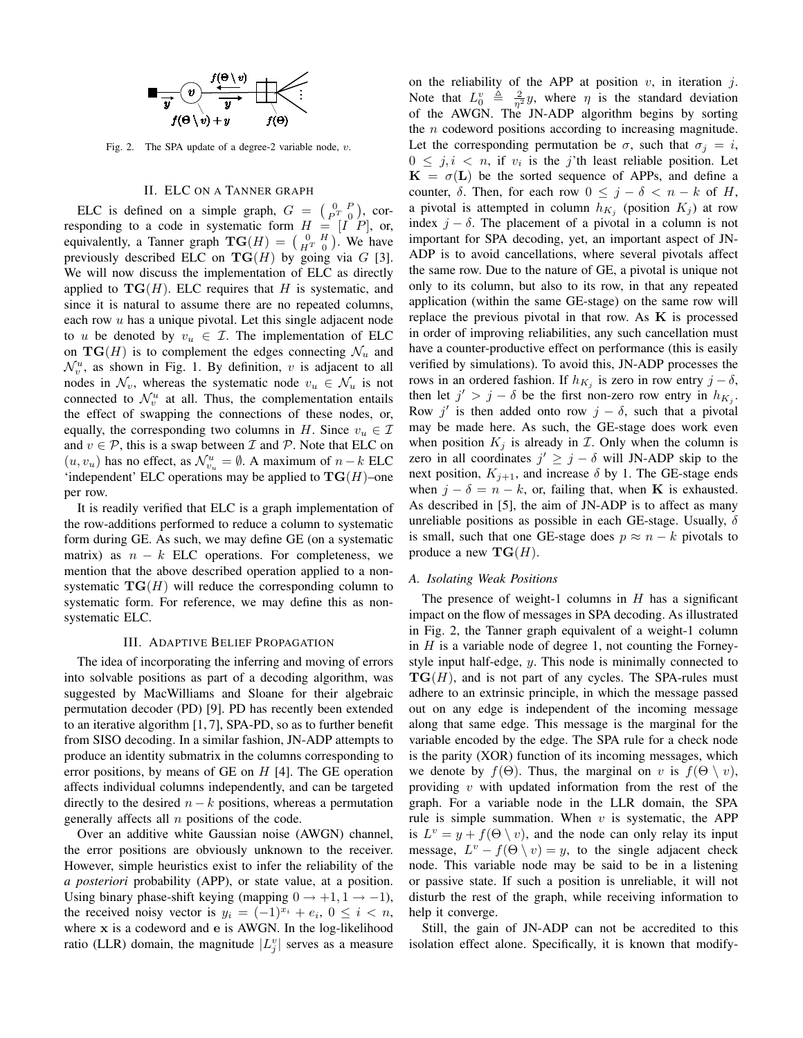Fig. 2. The SPA update of a degree-2 variable node, $v$.

## II. ELC ON A TANNER GRAPH

ELC is defined on a simple graph, $G = \begin{pmatrix} 0 & P \\ P^T & 0 \end{pmatrix}$, corresponding to a code in systematic form $H = [I \; P]$, or, equivalently, a Tanner graph $\mathbf{TG}(H) = \begin{pmatrix} 0 & H \\ H^T & 0 \end{pmatrix}$. We have previously described ELC on $\mathbf{TG}(H)$ by going via $G$ [3]. We will now discuss the implementation of ELC as directly applied to $\mathbf{TG}(H)$. ELC requires that $H$ is systematic, and since it is natural to assume there are no repeated columns, each row $u$ has a unique pivotal. Let this single adjacent node to $u$ be denoted by $v_u \in \mathcal{I}$. The implementation of ELC on $\mathbf{TG}(H)$ is to complement the edges connecting $\mathcal{N}_u$ and $\mathcal{N}_v^u$, as shown in Fig. 1. By definition, $v$ is adjacent to all nodes in $\mathcal{N}_v$, whereas the systematic node $v_u \in \mathcal{N}_u$ is not connected to $\mathcal{N}_v^u$ at all. Thus, the complementation entails the effect of swapping the connections of these nodes, or, equally, the corresponding two columns in $H$. Since $v_u \in \mathcal{I}$ and $v \in \mathcal{P}$, this is a swap between $\mathcal{I}$ and $\mathcal{P}$. Note that ELC on $(u, v_u)$ has no effect, as $\mathcal{N}_{v_u}^u = \emptyset$. A maximum of $n-k$ ELC 'independent' ELC operations may be applied to $\mathbf{TG}(H)$–one per row.

It is readily verified that ELC is a graph implementation of the row-additions performed to reduce a column to systematic form during GE. As such, we may define GE (on a systematic matrix) as $n-k$ ELC operations. For completeness, we mention that the above described operation applied to a non-systematic $\mathbf{TG}(H)$ will reduce the corresponding column to systematic form. For reference, we may define this as non-systematic ELC.

## III. ADAPTIVE BELIEF PROPAGATION

The idea of incorporating the inferring and moving of errors into solvable positions as part of a decoding algorithm, was suggested by MacWilliams and Sloane for their algebraic permutation decoder (PD) [9]. PD has recently been extended to an iterative algorithm [1, 7], SPA-PD, so as to further benefit from SISO decoding. In a similar fashion, JN-ADP attempts to produce an identity submatrix in the columns corresponding to error positions, by means of GE on $H$ [4]. The GE operation affects individual columns independently, and can be targeted directly to the desired $n-k$ positions, whereas a permutation generally affects all $n$ positions of the code.

Over an additive white Gaussian noise (AWGN) channel, the error positions are obviously unknown to the receiver. However, simple heuristics exist to infer the reliability of the *a posteriori* probability (APP), or state value, at a position. Using binary phase-shift keying (mapping $0 \to +1, 1 \to -1$), the received noisy vector is $y_i = (-1)^{x_i} + e_i$, $0 \le i < n$, where $\mathbf{x}$ is a codeword and $\mathbf{e}$ is AWGN. In the log-likelihood ratio (LLR) domain, the magnitude $|L_j^v|$ serves as a measure on the reliability of the APP at position $v$, in iteration $j$. Note that $L_0^v \triangleq \frac{2}{\eta^2} y$, where $\eta$ is the standard deviation of the AWGN. The JN-ADP algorithm begins by sorting the $n$ codeword positions according to increasing magnitude. Let the corresponding permutation be $\sigma$, such that $\sigma_j = i$, $0 \le j, i < n$, if $v_i$ is the $j$'th least reliable position. Let $\mathbf{K} = \sigma(\mathbf{L})$ be the sorted sequence of APPs, and define a counter, $\delta$. Then, for each row $0 \le j - \delta < n-k$ of $H$, a pivotal is attempted in column $h_{K_j}$ (position $K_j$) at row index $j-\delta$. The placement of a pivotal in a column is not important for SPA decoding, yet, an important aspect of JN-ADP is to avoid cancellations, where several pivotals affect the same row. Due to the nature of GE, a pivotal is unique not only to its column, but also to its row, in that any repeated application (within the same GE-stage) on the same row will replace the previous pivotal in that row. As $\mathbf{K}$ is processed in order of improving reliabilities, any such cancellation must have a counter-productive effect on performance (this is easily verified by simulations). To avoid this, JN-ADP processes the rows in an ordered fashion. If $h_{K_j}$ is zero in row entry $j-\delta$, then let $j' > j - \delta$ be the first non-zero row entry in $h_{K_j}$. Row $j'$ is then added onto row $j-\delta$, such that a pivotal may be made here. As such, the GE-stage does work even when position $K_j$ is already in $\mathcal{I}$. Only when the column is zero in all coordinates $j' \ge j - \delta$ will JN-ADP skip to the next position, $K_{j+1}$, and increase $\delta$ by 1. The GE-stage ends when $j - \delta = n-k$, or, failing that, when $\mathbf{K}$ is exhausted. As described in [5], the aim of JN-ADP is to affect as many unreliable positions as possible in each GE-stage. Usually, $\delta$ is small, such that one GE-stage does $p \approx n-k$ pivotals to produce a new $\mathbf{TG}(H)$.

### A. Isolating Weak Positions

The presence of weight-1 columns in $H$ has a significant impact on the flow of messages in SPA decoding. As illustrated in Fig. 2, the Tanner graph equivalent of a weight-1 column in $H$ is a variable node of degree 1, not counting the Forney-style input half-edge, $y$. This node is minimally connected to $\mathbf{TG}(H)$, and is not part of any cycles. The SPA-rules must adhere to an extrinsic principle, in which the message passed out on any edge is independent of the incoming message along that same edge. This message is the marginal for the variable encoded by the edge. The SPA rule for a check node is the parity (XOR) function of its incoming messages, which we denote by $f(\Theta)$. Thus, the marginal on $v$ is $f(\Theta \setminus v)$, providing $v$ with updated information from the rest of the graph. For a variable node in the LLR domain, the SPA rule is simple summation. When $v$ is systematic, the APP is $L^v = y + f(\Theta \setminus v)$, and the node can only relay its input message, $L^v - f(\Theta \setminus v) = y$, to the single adjacent check node. This variable node may be said to be in a listening or passive state. If such a position is unreliable, it will not disturb the rest of the graph, while receiving information to help it converge.

Still, the gain of JN-ADP can not be accredited to this isolation effect alone. Specifically, it is known that modify-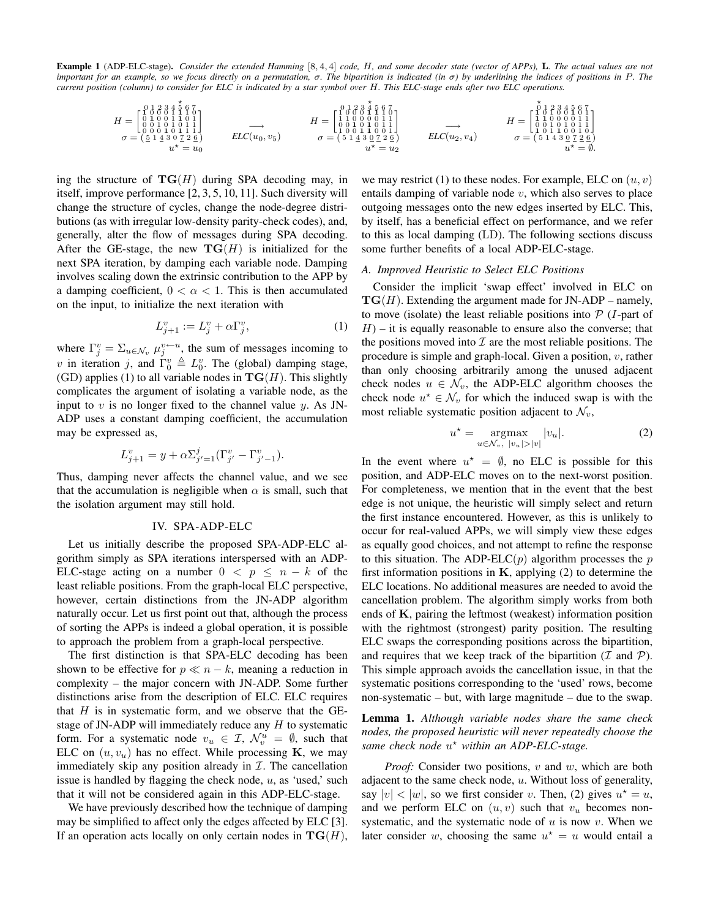**Example 1** (ADP-ELC-stage). *Consider the extended Hamming [8, 4, 4] code, H, and some decoder state (vector of APPs),* **L**. *The actual values are not important for an example, so we focus directly on a permutation, σ. The bipartition is indicated (in σ) by underlining the indices of positions in P. The current position (column) to consider for ELC is indicated by a star symbol over H. This ELC-stage ends after two ELC operations.*

$$
H = \begin{bmatrix} \mathbf{1} & 0 & 0 & 0 & \mathbf{1} & 1 & 1 & 0 \\ 0 & \mathbf{1} & 0 & 0 & \mathbf{1} & 1 & 0 & 1 \\ 0 & 0 & \mathbf{1} & 0 & 1 & 0 & 1 & 1 \\ 0 & 0 & 0 & \mathbf{1} & 0 & 1 & 1 & 1 \end{bmatrix} \quad \xrightarrow{ELC(u_0, v_5)} \quad H = \begin{bmatrix} \mathbf{1} & 0 & 0 & 0 & \mathbf{1} & 1 & 1 & 0 \\ 1 & \mathbf{1} & 0 & 0 & 0 & 0 & 1 & 1 \\ 0 & 0 & \mathbf{1} & 0 & \mathbf{1} & 0 & 1 & 1 \\ 1 & 0 & 0 & \mathbf{1} & 1 & 0 & 0 & 1 \end{bmatrix} \quad \xrightarrow{ELC(u_2, v_4)} \quad H = \begin{bmatrix} \mathbf{1} & 0 & 1 & 0 & 0 & \mathbf{1} & 0 & 1 \\ \mathbf{1} & \mathbf{1} & 0 & 0 & 0 & 0 & 1 & 1 \\ 0 & 0 & 1 & 0 & 1 & 0 & 1 & 1 \\ \mathbf{1} & 0 & 1 & 1 & 0 & 0 & 1 & 0 \end{bmatrix}
$$

$$
\sigma = (\underline{5}\ 1\ \underline{4}\ 3\ 0\ \underline{7}\ 2\ \underline{6}),\ u^\star = u_0 \qquad \sigma = (5\ 1\ \underline{4}\ 3\ \underline{0}\ \underline{7}\ 2\ \underline{6}),\ u^\star = u_2 \qquad \sigma = (5\ 1\ 4\ 3\ \underline{0}\ \underline{7}\ 2\ \underline{6}),\ u^\star = \emptyset.
$$

ing the structure of $\mathbf{TG}(H)$ during SPA decoding may, in itself, improve performance [2, 3, 5, 10, 11]. Such diversity will change the structure of cycles, change the node-degree distributions (as with irregular low-density parity-check codes), and, generally, alter the flow of messages during SPA decoding. After the GE-stage, the new $\mathbf{TG}(H)$ is initialized for the next SPA iteration, by damping each variable node. Damping involves scaling down the extrinsic contribution to the APP by a damping coefficient, $0 < \alpha < 1$. This is then accumulated on the input, to initialize the next iteration with

$$L_{j+1}^v := L_j^v + \alpha \Gamma_j^v, \tag{1}$$

where $\Gamma_j^v = \Sigma_{u \in \mathcal{N}_v} \mu_j^{v \leftarrow u}$, the sum of messages incoming to $v$ in iteration $j$, and $\Gamma_0^v \triangleq L_0^v$. The (global) damping stage, (GD) applies (1) to all variable nodes in $\mathbf{TG}(H)$. This slightly complicates the argument of isolating a variable node, as the input to $v$ is no longer fixed to the channel value $y$. As JN-ADP uses a constant damping coefficient, the accumulation may be expressed as,

$$L_{j+1}^v = y + \alpha \Sigma_{j'=1}^{j} (\Gamma_{j'}^v - \Gamma_{j'-1}^v).$$

Thus, damping never affects the channel value, and we see that the accumulation is negligible when $\alpha$ is small, such that the isolation argument may still hold.

## IV. SPA-ADP-ELC

Let us initially describe the proposed SPA-ADP-ELC algorithm simply as SPA iterations interspersed with an ADP-ELC-stage acting on a number $0 < p \le n - k$ of the least reliable positions. From the graph-local ELC perspective, however, certain distinctions from the JN-ADP algorithm naturally occur. Let us first point out that, although the process of sorting the APPs is indeed a global operation, it is possible to approach the problem from a graph-local perspective.

The first distinction is that SPA-ELC decoding has been shown to be effective for $p \ll n - k$, meaning a reduction in complexity – the major concern with JN-ADP. Some further distinctions arise from the description of ELC. ELC requires that $H$ is in systematic form, and we observe that the GE-stage of JN-ADP will immediately reduce any $H$ to systematic form. For a systematic node $v_u \in \mathcal{I}$, $\mathcal{N}_v^u = \emptyset$, such that ELC on $(u, v_u)$ has no effect. While processing $\mathbf{K}$, we may immediately skip any position already in $\mathcal{I}$. The cancellation issue is handled by flagging the check node, $u$, as 'used,' such that it will not be considered again in this ADP-ELC-stage.

We have previously described how the technique of damping may be simplified to affect only the edges affected by ELC [3]. If an operation acts locally on only certain nodes in $\mathbf{TG}(H)$, we may restrict (1) to these nodes. For example, ELC on $(u, v)$ entails damping of variable node $v$, which also serves to place outgoing messages onto the new edges inserted by ELC. This, by itself, has a beneficial effect on performance, and we refer to this as local damping (LD). The following sections discuss some further benefits of a local ADP-ELC-stage.

### A. Improved Heuristic to Select ELC Positions

Consider the implicit 'swap effect' involved in ELC on $\mathbf{TG}(H)$. Extending the argument made for JN-ADP – namely, to move (isolate) the least reliable positions into $\mathcal{P}$ ($I$-part of $H$) – it is equally reasonable to ensure also the converse; that the positions moved into $\mathcal{I}$ are the most reliable positions. The procedure is simple and graph-local. Given a position, $v$, rather than only choosing arbitrarily among the unused adjacent check nodes $u \in \mathcal{N}_v$, the ADP-ELC algorithm chooses the check node $u^\star \in \mathcal{N}_v$ for which the induced swap is with the most reliable systematic position adjacent to $\mathcal{N}_v$,

$$u^\star = \underset{u \in \mathcal{N}_v,\ |v_u| > |v|}{\operatorname{argmax}} |v_u|. \tag{2}$$

In the event where $u^\star = \emptyset$, no ELC is possible for this position, and ADP-ELC moves on to the next-worst position. For completeness, we mention that in the event that the best edge is not unique, the heuristic will simply select and return the first instance encountered. However, as this is unlikely to occur for real-valued APPs, we will simply view these edges as equally good choices, and not attempt to refine the response to this situation. The ADP-ELC($p$) algorithm processes the $p$ first information positions in $\mathbf{K}$, applying (2) to determine the ELC locations. No additional measures are needed to avoid the cancellation problem. The algorithm simply works from both ends of $\mathbf{K}$, pairing the leftmost (weakest) information position with the rightmost (strongest) parity position. The resulting ELC swaps the corresponding positions across the bipartition, and requires that we keep track of the bipartition ($\mathcal{I}$ and $\mathcal{P}$). This simple approach avoids the cancellation issue, in that the systematic positions corresponding to the 'used' rows, become non-systematic – but, with large magnitude – due to the swap.

**Lemma 1.** *Although variable nodes share the same check nodes, the proposed heuristic will never repeatedly choose the same check node $u^\star$ within an ADP-ELC-stage.*

*Proof:* Consider two positions, $v$ and $w$, which are both adjacent to the same check node, $u$. Without loss of generality, say $|v| < |w|$, so we first consider $v$. Then, (2) gives $u^\star = u$, and we perform ELC on $(u, v)$ such that $v_u$ becomes non-systematic, and the systematic node of $u$ is now $v$. When we later consider $w$, choosing the same $u^\star = u$ would entail a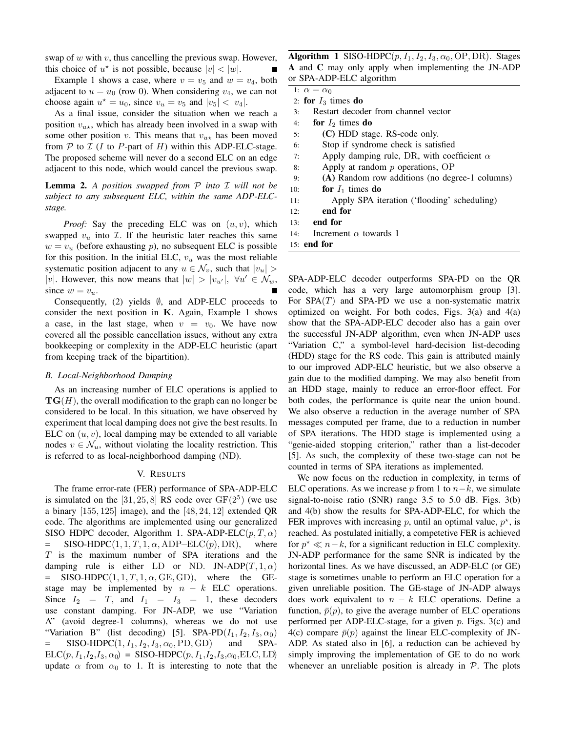swap of $w$ with $v$, thus cancelling the previous swap. However, this choice of $u^\star$ is not possible, because $|v| < |w|$. ∎

Example 1 shows a case, where $v = v_5$ and $w = v_4$, both adjacent to $u = u_0$ (row 0). When considering $v_4$, we can not choose again $u^\star = u_0$, since $v_u = v_5$ and $|v_5| < |v_4|$.

As a final issue, consider the situation when we reach a position $v_{u^\star}$, which has already been involved in a swap with some other position $v$. This means that $v_{u^\star}$ has been moved from $\mathcal{P}$ to $\mathcal{I}$ ($I$ to $P$-part of $H$) within this ADP-ELC-stage. The proposed scheme will never do a second ELC on an edge adjacent to this node, which would cancel the previous swap.

**Lemma 2.** *A position swapped from $\mathcal{P}$ into $\mathcal{I}$ will not be subject to any subsequent ELC, within the same ADP-ELC-stage.*

*Proof:* Say the preceding ELC was on $(u, v)$, which swapped $v_u$ into $\mathcal{I}$. If the heuristic later reaches this same $w = v_u$ (before exhausting $p$), no subsequent ELC is possible for this position. In the initial ELC, $v_u$ was the most reliable systematic position adjacent to any $u \in \mathcal{N}_v$, such that $|v_u| > |v|$. However, this now means that $|w| > |v_{u'}|$, $\forall u' \in \mathcal{N}_w$, since $w = v_u$. ∎

Consequently, (2) yields $\emptyset$, and ADP-ELC proceeds to consider the next position in $\mathbf{K}$. Again, Example 1 shows a case, in the last stage, when $v = v_0$. We have now covered all the possible cancellation issues, without any extra bookkeeping or complexity in the ADP-ELC heuristic (apart from keeping track of the bipartition).

### B. Local-Neighborhood Damping

As an increasing number of ELC operations is applied to $\mathbf{TG}(H)$, the overall modification to the graph can no longer be considered to be local. In this situation, we have observed by experiment that local damping does not give the best results. In ELC on $(u, v)$, local damping may be extended to all variable nodes $v \in \mathcal{N}_u$, without violating the locality restriction. This is referred to as local-neighborhood damping (ND).

## V. Results

The frame error-rate (FER) performance of SPA-ADP-ELC is simulated on the $[31, 25, 8]$ RS code over $\mathrm{GF}(2^5)$ (we use a binary $[155, 125]$ image), and the $[48, 24, 12]$ extended QR code. The algorithms are implemented using our generalized SISO HDPC decoder, Algorithm 1. SPA-ADP-ELC$(p, T, \alpha)$ = SISO-HDPC$(1, 1, T, 1, \alpha, \text{ADP–ELC}(p), \text{DR})$, where $T$ is the maximum number of SPA iterations and the damping rule is either LD or ND. JN-ADP$(T, 1, \alpha)$ = SISO-HDPC$(1, 1, T, 1, \alpha, \text{GE}, \text{GD})$, where the GE-stage may be implemented by $n - k$ ELC operations. Since $I_2 = T$, and $I_1 = I_3 = 1$, these decoders use constant damping. For JN-ADP, we use "Variation A" (avoid degree-1 columns), whereas we do not use "Variation B" (list decoding) [5]. SPA-PD$(I_1, I_2, I_3, \alpha_0)$ = SISO-HDPC$(1, I_1, I_2, I_3, \alpha_0, \text{PD}, \text{GD})$ and SPA-ELC$(p, I_1, I_2, I_3, \alpha_0)$ = SISO-HDPC$(p, I_1, I_2, I_3, \alpha_0, \text{ELC}, \text{LD})$ update $\alpha$ from $\alpha_0$ to 1. It is interesting to note that the SPA-ADP-ELC decoder outperforms SPA-PD on the QR code, which has a very large automorphism group [3]. For SPA$(T)$ and SPA-PD we use a non-systematic matrix optimized on weight. For both codes, Figs. 3(a) and 4(a) show that the SPA-ADP-ELC decoder also has a gain over the successful JN-ADP algorithm, even when JN-ADP uses "Variation C," a symbol-level hard-decision list-decoding (HDD) stage for the RS code. This gain is attributed mainly to our improved ADP-ELC heuristic, but we also observe a gain due to the modified damping. We may also benefit from an HDD stage, mainly to reduce an error-floor effect. For both codes, the performance is quite near the union bound. We also observe a reduction in the average number of SPA messages computed per frame, due to a reduction in number of SPA iterations. The HDD stage is implemented using a "genie-aided stopping criterion," rather than a list-decoder [5]. As such, the complexity of these two-stage can not be counted in terms of SPA iterations as implemented.

We now focus on the reduction in complexity, in terms of ELC operations. As we increase $p$ from 1 to $n-k$, we simulate signal-to-noise ratio (SNR) range 3.5 to 5.0 dB. Figs. 3(b) and 4(b) show the results for SPA-ADP-ELC, for which the FER improves with increasing $p$, until an optimal value, $p^\star$, is reached. As postulated initially, a competetive FER is achieved for $p^\star \ll n-k$, for a significant reduction in ELC complexity. JN-ADP performance for the same SNR is indicated by the horizontal lines. As we have discussed, an ADP-ELC (or GE) stage is sometimes unable to perform an ELC operation for a given unreliable position. The GE-stage of JN-ADP always does work equivalent to $n - k$ ELC operations. Define a function, $\bar{p}(p)$, to give the average number of ELC operations performed per ADP-ELC-stage, for a given $p$. Figs. 3(c) and 4(c) compare $\bar{p}(p)$ against the linear ELC-complexity of JN-ADP. As stated also in [6], a reduction can be achieved by simply improving the implementation of GE to do no work whenever an unreliable position is already in $\mathcal{P}$. The plots

**Algorithm 1** SISO-HDPC$(p, I_1, I_2, I_3, \alpha_0, \text{OP}, \text{DR})$. Stages **A** and **C** may only apply when implementing the JN-ADP or SPA-ADP-ELC algorithm

```
1:  α = α_0
2:  for I_3 times do
3:    Restart decoder from channel vector
4:    for I_2 times do
5:      (C) HDD stage. RS-code only.
6:      Stop if syndrome check is satisfied
7:      Apply damping rule, DR, with coefficient α
8:      Apply at random p operations, OP
9:      (A) Random row additions (no degree-1 columns)
10:     for I_1 times do
11:       Apply SPA iteration ('flooding' scheduling)
12:     end for
13:   end for
14:   Increment α towards 1
15: end for
```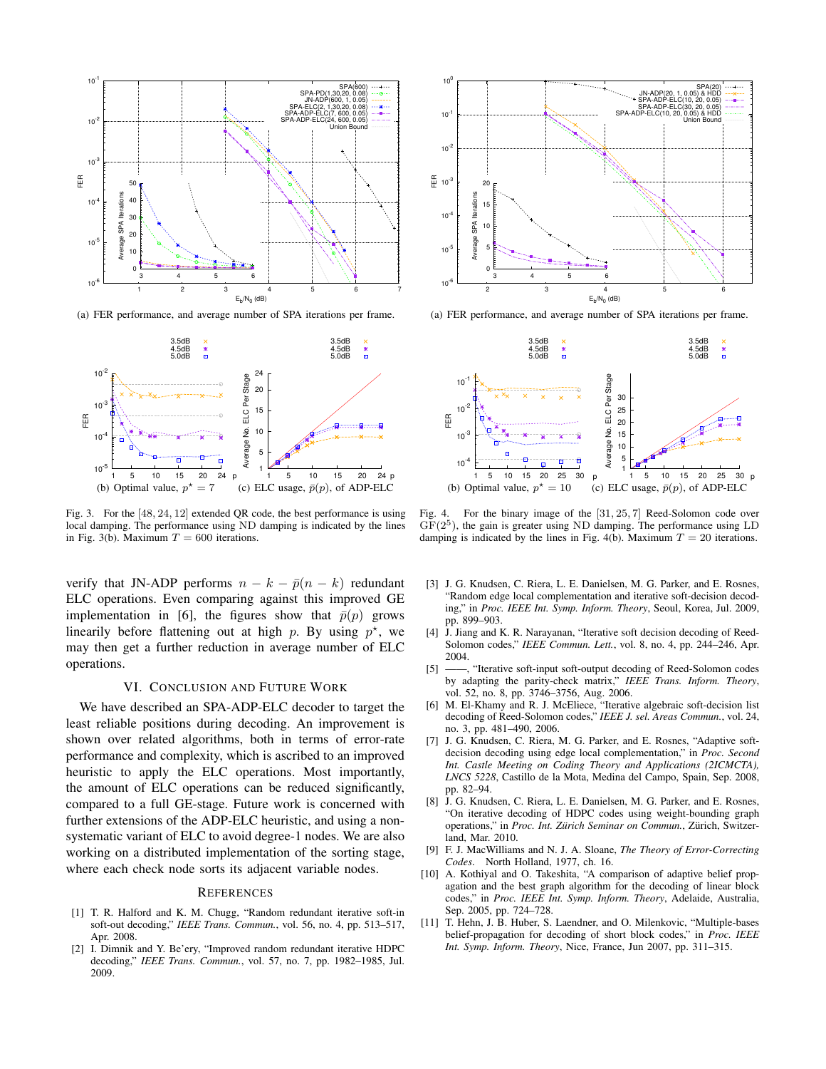SPA(600)
SPA-PD(1,30,20, 0.08)
JN-ADP(600, 1, 0.05)
SPA-ELC(2, 1,30,20, 0.08)
SPA-ADP-ELC(7, 600, 0.05)
SPA-ADP-ELC(24, 600, 0.05)
Union Bound

FER

$E_b/N_0$ (dB)

Average SPA Iterations

(a) FER performance, and average number of SPA iterations per frame.

3.5dB
4.5dB
5.0dB

FER

p

(b) Optimal value, $p^\star = 7$

3.5dB
4.5dB
5.0dB

Average No. ELC Per Stage

p

(c) ELC usage, $\bar{p}(p)$, of ADP-ELC

Fig. 3. For the $[48, 24, 12]$ extended QR code, the best performance is using local damping. The performance using ND damping is indicated by the lines in Fig. 3(b). Maximum $T = 600$ iterations.

SPA(20)
JN-ADP(20, 1, 0.05) & HDD
SPA-ADP-ELC(10, 20, 0.05)
SPA-ADP-ELC(30, 20, 0.05)
SPA-ADP-ELC(10, 20, 0.05) & HDD
Union Bound

FER

$E_b/N_0$ (dB)

Average SPA Iterations

(a) FER performance, and average number of SPA iterations per frame.

3.5dB
4.5dB
5.0dB

FER

p

(b) Optimal value, $p^\star = 10$

3.5dB
4.5dB
5.0dB

Average No. ELC Per Stage

p

(c) ELC usage, $\bar{p}(p)$, of ADP-ELC

Fig. 4. For the binary image of the $[31, 25, 7]$ Reed-Solomon code over $\mathrm{GF}(2^5)$, the gain is greater using ND damping. The performance using LD damping is indicated by the lines in Fig. 4(b). Maximum $T = 20$ iterations.

verify that JN-ADP performs $n - k - \bar{p}(n - k)$ redundant ELC operations. Even comparing against this improved GE implementation in [6], the figures show that $\bar{p}(p)$ grows linearly before flattening out at high $p$. By using $p^\star$, we may then get a further reduction in average number of ELC operations.

## VI. Conclusion and Future Work

We have described an SPA-ADP-ELC decoder to target the least reliable positions during decoding. An improvement is shown over related algorithms, both in terms of error-rate performance and complexity, which is ascribed to an improved heuristic to apply the ELC operations. Most importantly, the amount of ELC operations can be reduced significantly, compared to a full GE-stage. Future work is concerned with further extensions of the ADP-ELC heuristic, and using a non-systematic variant of ELC to avoid degree-1 nodes. We are also working on a distributed implementation of the sorting stage, where each check node sorts its adjacent variable nodes.

## References

[1] T. R. Halford and K. M. Chugg, "Random redundant iterative soft-in soft-out decoding," *IEEE Trans. Commun.*, vol. 56, no. 4, pp. 513–517, Apr. 2008.

[2] I. Dimnik and Y. Be'ery, "Improved random redundant iterative HDPC decoding," *IEEE Trans. Commun.*, vol. 57, no. 7, pp. 1982–1985, Jul. 2009.

[3] J. G. Knudsen, C. Riera, L. E. Danielsen, M. G. Parker, and E. Rosnes, "Random edge local complementation and iterative soft-decision decoding," in *Proc. IEEE Int. Symp. Inform. Theory*, Seoul, Korea, Jul. 2009, pp. 899–903.

[4] J. Jiang and K. R. Narayanan, "Iterative soft decision decoding of Reed-Solomon codes," *IEEE Commun. Lett.*, vol. 8, no. 4, pp. 244–246, Apr. 2004.

[5] ——, "Iterative soft-input soft-output decoding of Reed-Solomon codes by adapting the parity-check matrix," *IEEE Trans. Inform. Theory*, vol. 52, no. 8, pp. 3746–3756, Aug. 2006.

[6] M. El-Khamy and R. J. McEliece, "Iterative algebraic soft-decision list decoding of Reed-Solomon codes," *IEEE J. sel. Areas Commun.*, vol. 24, no. 3, pp. 481–490, 2006.

[7] J. G. Knudsen, C. Riera, M. G. Parker, and E. Rosnes, "Adaptive soft-decision decoding using edge local complementation," in *Proc. Second Int. Castle Meeting on Coding Theory and Applications (2ICMCTA), LNCS 5228*, Castillo de la Mota, Medina del Campo, Spain, Sep. 2008, pp. 82–94.

[8] J. G. Knudsen, C. Riera, L. E. Danielsen, M. G. Parker, and E. Rosnes, "On iterative decoding of HDPC codes using weight-bounding graph operations," in *Proc. Int. Zürich Seminar on Commun.*, Zürich, Switzerland, Mar. 2010.

[9] F. J. MacWilliams and N. J. A. Sloane, *The Theory of Error-Correcting Codes*. North Holland, 1977, ch. 16.

[10] A. Kothiyal and O. Takeshita, "A comparison of adaptive belief propagation and the best graph algorithm for the decoding of linear block codes," in *Proc. IEEE Int. Symp. Inform. Theory*, Adelaide, Australia, Sep. 2005, pp. 724–728.

[11] T. Hehn, J. B. Huber, S. Laendner, and O. Milenkovic, "Multiple-bases belief-propagation for decoding of short block codes," in *Proc. IEEE Int. Symp. Inform. Theory*, Nice, France, Jun 2007, pp. 311–315.